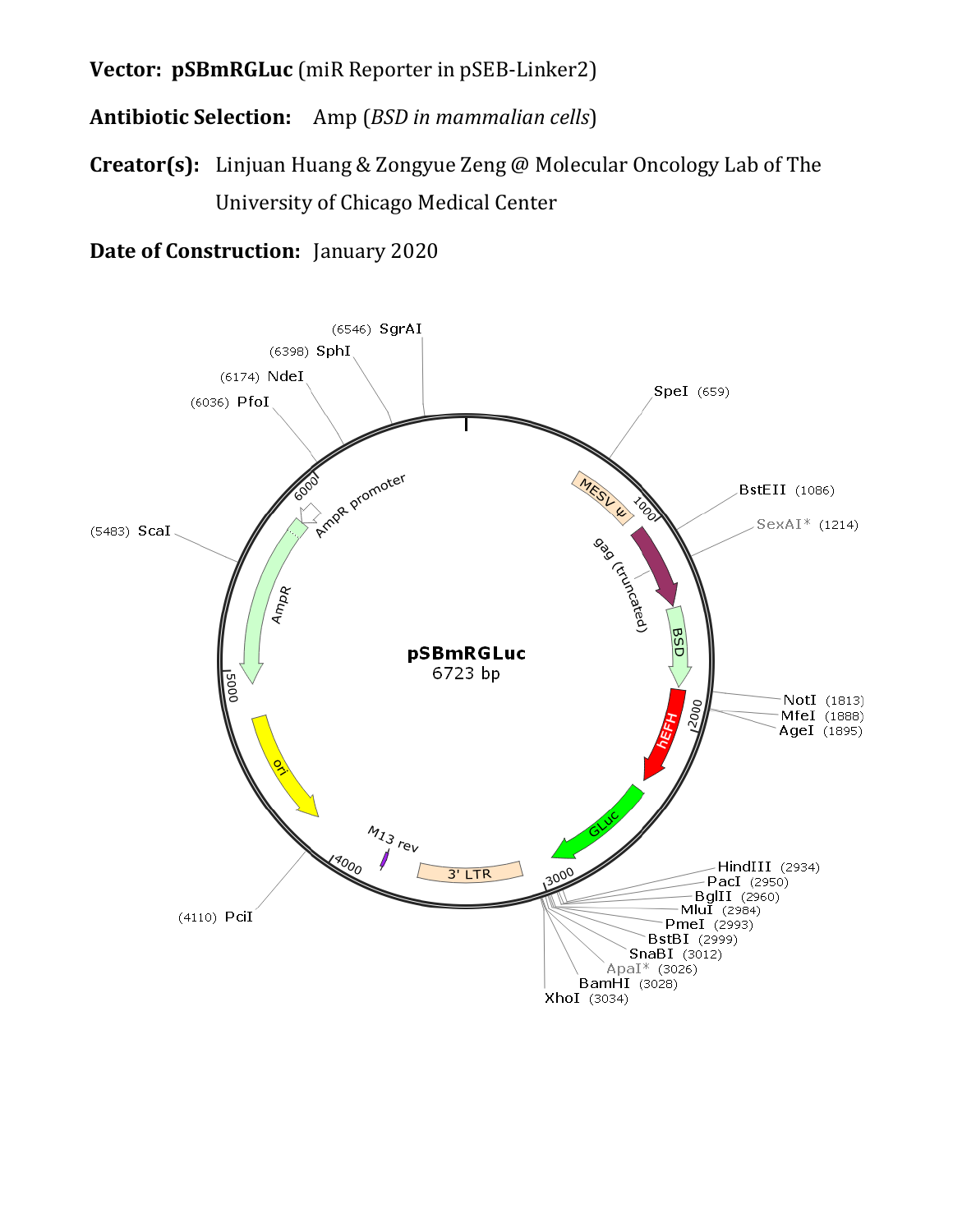**Vector: pSBmRGLuc** (miR Reporter in pSEB-Linker2)

**Antibiotic Selection:** Amp (*BSD in mammalian cells*)

**Creator(s):** Linjuan Huang & Zongyue Zeng @ Molecular Oncology Lab of The University of Chicago Medical Center

**Date of Construction:** January 2020

pSBmRGLuc
6723 bp

(6546) SgrAI
(6398) SphI
(6174) NdeI
(6036) PfoI
(5483) ScaI
(4110) PciI
SpeI (659)
BstEII (1086)
SexAI* (1214)
NotI (1813)
MfeI (1888)
AgeI (1895)
HindIII (2934)
PacI (2950)
BglII (2960)
MluI (2984)
PmeI (2993)
BstBI (2999)
SnaBI (3012)
ApaI* (3026)
BamHI (3028)
XhoI (3034)

MESV ψ
gag (truncated)
BSD
hEFH
GLuc
3' LTR
M13 rev
ori
AmpR
AmpR promoter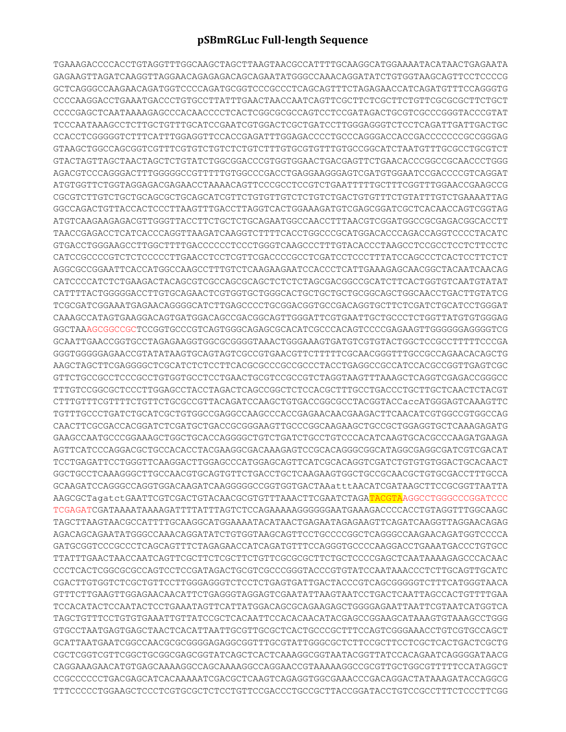# pSBmRGLuc Full-length Sequence

```
TGAAAGACCCCACCTGTAGGTTTGGCAAGCTAGCTTAAGTAACGCCATTTTGCAAGGCATGGAAAAATACATAACTGAGAATA
GAGAAGTTAGATCAAGGTTAGGAACAGAGAGACAGCAGAATATGGGCCAAACAGGATATCTGTGGTAAGCAGTTCCTCCCCG
GCTCAGGGCCAAGAACAGATGGTCCCCAGATGCGGTCCCGCCCTCAGCAGTTTCTAGAGAACCATCAGATGTTTCCAGGGTG
CCCCAAGGACCTGAAATGACCCTGTGCCTTATTTGAACTAACCAATCAGTTCGCTTCTCGCTTCTGTTCGCGCGCTTCTGCT
CCCCGAGCTCAATAAAAGAGCCCACAACCCCTCACTCGGCGCGCCAGTCCTCCGATAGACTGCGTCGCCCGGGTACCCGTAT
TCCCAATAAAGCCTCTTGCTGTTTGCATCCGAATCGTGGACTCGCTGATCCTTGGGAGGGTCTCCTCAGATTGATTGACTGC
CCACCTCGGGGGTCTTTCATTTGGAGGTTCCACCGAGATTTGGAGACCCCTGCCCAGGGACCACCGACCCCCCCGCCGGGAG
GTAAGCTGGCCAGCGGTCGTTTCGTGTCTGTCTCTGTCTTTGTGCGTGTTTGTGCCGGCATCTAATGTTTGCGCCTGCGTCT
GTACTAGTTAGCTAACTAGCTCTGTATCTGGCGGACCCGTGGTGGAACTGACGAGTTCTGAACACCCGGCCGCAACCCTGGG
AGACGTCCCAGGGACTTTGGGGGCCGTTTTTGTGGCCCGACCTGAGGAAGGGAGTCGATGTGGAATCCGACCCCGTCAGGAT
ATGTGGTTCTGGTAGGAGACGAGAACCTAAAACAGTTCCCGCCTCCGTCTGAATTTTTGCTTTCGGTTTGGAACCGAAGCCG
CGCGTCTTGTCTGCTGCAGCGCTGCAGCATCGTTCTGTGTTGTCTCTGTCTGACTGTGTTTCTGTATTTGTCTGAAAATTAG
GGCCAGACTGTTACCACTCCCTTAAGTTTGACCTTAGGTCACTGGAAAGATGTCGAGCGGATCGCTCACAACCAGTCGGTAG
ATGTCAAGAAGAGACGTTGGGTTACCTTCTGCTCTGCAGAATGGCCAACCTTTAACGTCGGATGGCCGCGAGACGGCACCTT
TAACCGAGACCTCATCACCCAGGTTAAGATCAAGGTCTTTTCACCTGGCCCGCATGGACACCCAGACCAGGTCCCCTACATC
GTGACCTGGGAAGCCTTGGCTTTTGACCCCCCTCCCTGGGTCAAGCCCTTTGTACACCCTAAGCCTCCGCCTCCTCTTCCTC
CATCCGCCCCGTCTCTCCCCCTTGAACCTCCTCGTTCGACCCCGCCTCGATCCTCCCTTTATCCAGCCCTCACTCCTTCTCT
AGGCGCCGGAATTCACCATGGCAAGCCTTTGTCTCAAGAAGAATCCACCCTCATTGAAAGAGCAACGGCTACAATCAACAG
CATCCCCATCTCTGAAGACTACAGCGTCGCCAGCGCAGCTCTCTCTAGCGACGGCCGCATCTTCACTGGTGTCAATGTATAT
CATTTTACTGGGGGACCTTGTGCAGAACTCGTGGTGCTGGGCACTGCTGCTGCTGCGGCAGCTGGCAACCTGACTTGTATCG
TCGCGATCGGAAATGAGAACAGGGGCATCTTGAGCCCCTGCGGACGGTGCCGACAGGTGCTTCTCGATCTGCATCCTGGGAT
CAAAGCCATAGTGAAGGACAGTGATGGACAGCCGACGGCAGTTGGGATTCGTGAATTGCTGCCCTCTGGTTATGTGTGGGAG
GGCTAAAGCGGCCGCTCCGGTGCCCGTCAGTGGGCAGAGCGCACATCGCCCACAGTCCCCGAGAAGTTGGGGGGAGGGGTCG
GCAATTGAACCGGTGCCTAGAGAAGGTGGCGCGGGGTAAACTGGGAAAGTGATGTCGTGTACTGGCTCCGCCTTTTTCCCGA
GGGTGGGGGAGAACCGTATATAAGTGCAGTAGTCGCCGTGAACGTTCTTTTTCGCAACGGGTTTGCCGCCAGAACACAGCTG
AAGCTAGCTTCGAGGGGCTCGCATCTCTCCTTCACGCGCCCGCCGCCCTACCTGAGGCCGCCATCCACGCCGGTTGAGTCGC
GTTCTGCCGCCTCCCGCCTGTGGTGCCTCCTGAACTGCGTCCGCCGTCTAGGTAAGTTTAAAGCTCAGGTCGAGACCGGGCC
TTTGTCCGGCGCTCCCTTGGAGCCTACCTAGACTCAGCCGGCTCTCCACGCTTTGCCTGACCCTGCTTGCTCAACTCTACGT
CTTTGTTTCGTTTTCTGTTCTGCGCCGTTACAGATCCAAGCTGTGACCGGCGCCTACGGTACCaccATGGGAGTCAAAGTTC
TGTTTGCCCTGATCTGCATCGCTGTGGCCGAGGCCAAGCCCACCGAGAACAACGAAGACTTCAACATCGTGGCCGTGGCCAG
CAACTTCGCGACCACGGATCTCGATGCTGACCGCGGGAAGTTGCCCGGCAAGAAGCTGCCGCTGGAGGTGCTCAAAGAGATG
GAAGCCAATGCCCGGAAAGCTGGCTGCACCAGGGGCTGTCTGATCTGCCTGTCCCACATCAAGTGCACGCCCAAGATGAAGA
AGTTCATCCCAGGACGCTGCCACACCTACGAAGGCGACAAAGAGTCCGCACAGGGCGGCATAGGCGAGGCGATCGTCGACAT
TCCTGAGATTCCTGGGTTCAAGGACTTGGAGCCCATGGAGCAGTTCATCGCACAGGTCGATCTGTGTGTGGACTGCACAACT
GGCTGCCTCAAAGGGCTTGCCAACGTGCAGTGTTCTGACCTGCTCAAGAAGTGGCTGCCGCAACGCTGTGCGACCTTTGCCA
GCAAGATCCAGGGCCAGGTGGACAAGATCAAGGGGGCCGGTGGTGACTAAatttAACATCGATAAGCTTCCGCGGTTAATTA
AAGCGCTagatctGAATTCGTCGACTGTACAACGCGTGTTTAAACTTCGAATCTAGATACGTAAGGCCTGGGCCCGGATCCC
TCGAGATCGATAAAATAAAAGATTTTATTTAGTCTCCAGAAAAAGGGGGGAATGAAAGACCCCACCTGTAGGTTTGGCAAGC
TAGCTTAAGTAACGCCATTTTGCAAGGCATGGAAAAATACATAACTGAGAATAGAGAAGTTCAGATCAAGGTTAGGAACAGAG
AGACAGCAGAATATGGGCCAAACAGGATATCTGTGGTAAGCAGTTCCTGCCCCGGCTCAGGGCCAAGAACAGATGGTCCCCA
GATGCGGTCCCGCCCTCAGCAGTTTCTAGAGAACCATCAGATGTTTCCAGGGTGCCCCAAGGACCTGAAATGACCCTGTGCC
TTATTTGAACTAACCAATCAGTTCGCTTCTCGCTTCTGTTCGCGCGCTTCTGCTCCCCGAGCTCAATAAAAGAGCCCACAAC
CCCTCACTCGGCGCGCCAGTCCTCCGATAGACTGCGTCGCCCGGGTACCCGTGTATCCAATAAACCCTCTTGCAGTTGCATC
CGACTTGTGGTCTCGCTGTTCCTTGGGAGGGTCTCCTCTGAGTGATTGACTACCCGTCAGCGGGGGTCTTTCATGGGTAACA
GTTTCTTGAAGTTGGAGAACAACATTCTGAGGGTAGGAGTCGAATATTAAGTAATCCTGACTCAATTAGCCACTGTTTTGAA
TCCACATACTCCAATACTCCTGAAATAGTTCATTATGGACAGCGCAGAAGAGCTGGGGAGAATTAATTCGTAATCATGGTCA
TAGCTGTTTCCTGTGTGAAATTGTTATCCGCTCACAATTCCACACAACATACGAGCCGGAAGCATAAAGTGTAAAGCCTGGG
GTGCCTAATGAGTGAGCTAACTCACATTAATTGCGTTGCGCTCACTGCCCGCTTTCCAGTCGGGAAACCTGTCGTGCCAGCT
GCATTAATGAATCGGCCAACGCGCGGGGAGAGGCGGTTTGCGTATTGGGCGCTCTTCCGCTTCCTCGCTCACTGACTCGCTG
CGCTCGGTCGTTCGGCTGCGGCGAGCGGTATCAGCTCACTCAAAGGCGGTAATACGGTTATCCACAGAATCAGGGGATAACG
CAGGAAAGAACATGTGAGCAAAAGGCCAGCAAAAGGCCAGGAACCGTAAAAAGGCCGCGTTGCTGGCGTTTTTCCATAGGCT
CCGCCCCCCTGACGAGCATCACAAAAATCGACGCTCAAGTCAGAGGTGGCGAAACCCGACAGGACTATAAAGATACCAGGCG
TTTCCCCCTGGAAGCTCCCTCGTGCGCTCTCCTGTTCCGACCCTGCCGCTTACCGGATACCTGTCCGCCTTTCTCCCTTCGG
```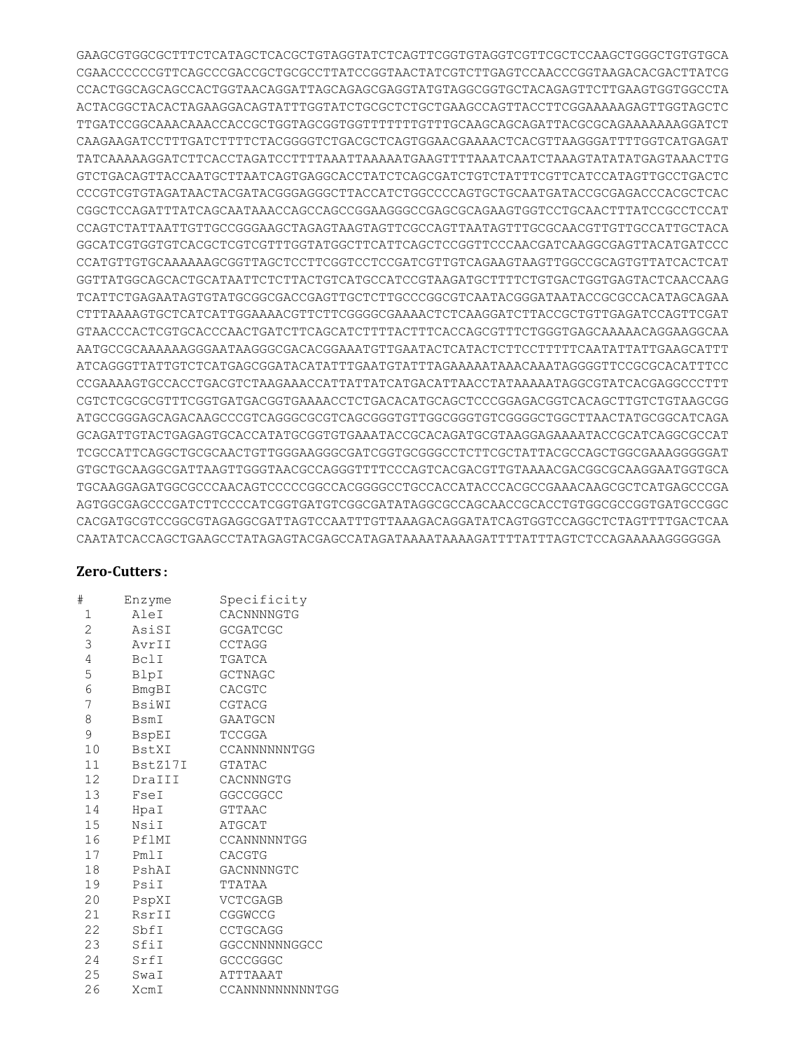```
GAAGCGTGGCGCTTTCTCATAGCTCACGCTGTAGGTATCTCAGTTCGGTGTAGGTCGTTCGCTCCAAGCTGGGCTGTGTGCA
CGAACCCCCCGTTCAGCCCGACCGCTGCGCCTTATCCGGTAACTATCGTCTTGAGTCCAACCCGGTAAGACACGACTTATCG
CCACTGGCAGCAGCCACTGGTAACAGGATTAGCAGAGCGAGGTATGTAGGCGGTGCTACAGAGTTCTTGAAGTGGTGGCCTA
ACTACGGCTACACTAGAAGGACAGTATTTGGTATCTGCGCTCTGCTGAAGCCAGTTACCTTCGGAAAAAGAGTTGGTAGCTC
TTGATCCGGCAAACAAACCACCGCTGGTAGCGGTGGTTTTTTTGTTTGCAAGCAGCAGATTACGCGCAGAAAAAAAGGATCT
CAAGAAGATCCTTTGATCTTTTCTACGGGGTCTGACGCTCAGTGGAACGAAAACTCACGTTAAGGGATTTTGGTCATGAGAT
TATCAAAAAGGATCTTCACCTAGATCCTTTTAAATTAAAAATGAAGTTTTAAATCAATCTAAAGTATATATGAGTAAACTTG
GTCTGACAGTTACCAATGCTTAATCAGTGAGGCACCTATCTCAGCGATCTGTCTATTTCGTTCATCCATAGTTGCCTGACTC
CCCGTCGTGTAGATAACTACGATACGGGAGGGCTTACCATCTGGCCCCAGTGCTGCAATGATACCGCGAGACCCACGCTCAC
CGGCTCCAGATTTATCAGCAATAAACCAGCCAGCCGGAAGGGCCGAGCGCAGAAGTGGTCCTGCAACTTTATCCGCCTCCAT
CCAGTCTATTAATTGTTGCCGGGAAGCTAGAGTAAGTAGTTCGCCAGTTAATAGTTTGCGCAACGTTGTTGCCATTGCTACA
GGCATCGTGGTGTCACGCTCGTCGTTTGGTATGGCTTCATTCAGCTCCGGTTCCCAACGATCAAGGCGAGTTACATGATCCC
CCATGTTGTGCAAAAAAGCGGTTAGCTCCTTCGGTCCTCCGATCGTTGTCAGAAGTAAGTTGGCCGCAGTGTTATCACTCAT
GGTTATGGCAGCACTGCATAATTCTCTTACTGTCATGCCATCCGTAAGATGCTTTTCTGTGACTGGTGAGTACTCAACCAAG
TCATTCTGAGAATAGTGTATGCGGCGACCGAGTTGCTCTTGCCCGGCGTCAATACGGGATAATACCGCGCCACATAGCAGAA
CTTTAAAAGTGCTCATCATTGGAAAACGTTCTTCGGGGCGAAAACTCTCAAGGATCTTACCGCTGTTGAGATCCAGTTCGAT
GTAACCCACTCGTGCACCCAACTGATCTTCAGCATCTTTTACTTTCACCAGCGTTTCTGGGTGAGCAAAAACAGGAAGGCAA
AATGCCGCAAAAAAGGGAATAAGGGCGACACGGAAATGTTGAATACTCATACTCTTCCTTTTTCAATATTATTGAAGCATTT
ATCAGGGTTATTGTCTCATGAGCGGATACATATTTGAATGTATTTAGAAAAATAAACAAATAGGGGTTCCGCGCACATTTCC
CCGAAAAGTGCCACCTGACGTCTAAGAAACCATTATTATCATGACATTAACCTATAAAAATAGGCGTATCACGAGGCCCTTT
CGTCTCGCGCGTTTCGGTGATGACGGTGAAAACCTCTGACACATGCAGCTCCCGGAGACGGTCACAGCTTGTCTGTAAGCGG
ATGCCGGGAGCAGACAAGCCCGTCAGGGCGCGTCAGCGGGTGTTGGCGGGTGTCGGGGCTGGCTTAACTATGCGGCATCAGA
GCAGATTGTACTGAGAGTGCACCATATGCGGTGTGAAATACCGCACAGATGCGTAAGGAGAAAATACCGCATCAGGCGCCAT
TCGCCATTCAGGCTGCGCAACTGTTGGGAAGGGCGATCGGTGCGGGCCTCTTCGCTATTACGCCAGCTGGCGAAAGGGGGAT
GTGCTGCAAGGCGATTAAGTTGGGTAACGCCAGGGTTTTCCCAGTCACGACGTTGTAAAACGACGGCGCAAGGAATGGTGCA
TGCAAGGAGATGGCGCCCAACAGTCCCCCGGCCACGGGGCCTGCCACCATACCCACGCCGAAACAAGCGCTCATGAGCCCGA
AGTGGCGAGCCCGATCTTCCCCATCGGTGATGTCGGCGATATAGGCGCCAGCAACCGCACCTGTGGCGCCGGTGATGCCGGC
CACGATGCGTCCGGCGTAGAGGCGATTAGTCCAATTTGTTAAAGACAGGATATCAGTGGTCCAGGCTCTAGTTTTGACTCAA
CAATATCACCAGCTGAAGCCTATAGAGTACGAGCCATAGATAAAATAAAAGATTTTATTTAGTCTCCAGAAAAAGGGGGGA
```

**Zero-Cutters :**

| # | Enzyme | Specificity |
|---|---|---|
| 1 | AleI | CACNNNNGTG |
| 2 | AsiSI | GCGATCGC |
| 3 | AvrII | CCTAGG |
| 4 | BclI | TGATCA |
| 5 | BlpI | GCTNAGC |
| 6 | BmgBI | CACGTC |
| 7 | BsiWI | CGTACG |
| 8 | BsmI | GAATGCN |
| 9 | BspEI | TCCGGA |
| 10 | BstXI | CCANNNNNNTGG |
| 11 | BstZ17I | GTATAC |
| 12 | DraIII | CACNNNGTG |
| 13 | FseI | GGCCGGCC |
| 14 | HpaI | GTTAAC |
| 15 | NsiI | ATGCAT |
| 16 | PflMI | CCANNNNNTGG |
| 17 | PmlI | CACGTG |
| 18 | PshAI | GACNNNNGTC |
| 19 | PsiI | TTATAA |
| 20 | PspXI | VCTCGAGB |
| 21 | RsrII | CGGWCCG |
| 22 | SbfI | CCTGCAGG |
| 23 | SfiI | GGCCNNNNNGGCC |
| 24 | SrfI | GCCCGGGC |
| 25 | SwaI | ATTTAAAT |
| 26 | XcmI | CCANNNNNNNNNTGG |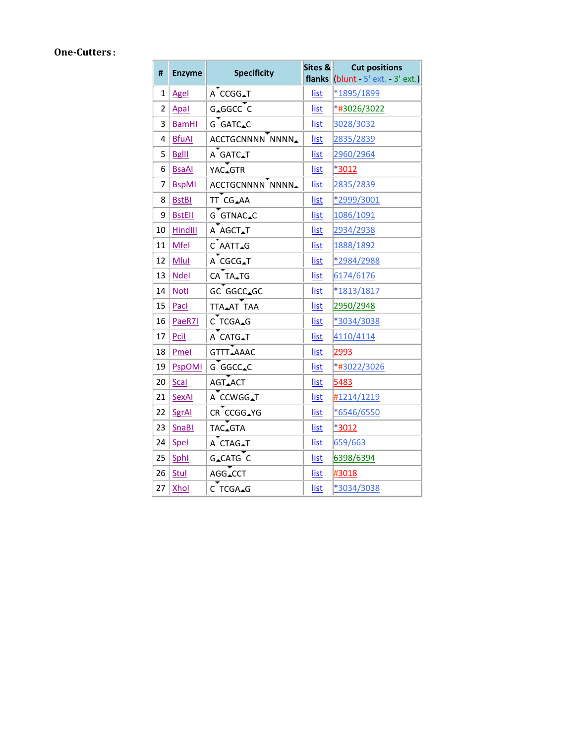**One-Cutters :**

| # | Enzyme | Specificity | Sites & flanks | Cut positions (blunt - 5' ext. - 3' ext.) |
|---|---|---|---|---|
| 1 | AgeI | A CCGG T | list | *1895/1899 |
| 2 | ApaI | G GGCC C | list | *#3026/3022 |
| 3 | BamHI | G GATC C | list | 3028/3032 |
| 4 | BfuAI | ACCTGCNNNN NNNN | list | 2835/2839 |
| 5 | BglII | A GATC T | list | 2960/2964 |
| 6 | BsaAI | YAC GTR | list | *3012 |
| 7 | BspMI | ACCTGCNNNN NNNN | list | 2835/2839 |
| 8 | BstBI | TT CG AA | list | *2999/3001 |
| 9 | BstEII | G GTNAC C | list | 1086/1091 |
| 10 | HindIII | A AGCT T | list | 2934/2938 |
| 11 | MfeI | C AATT G | list | 1888/1892 |
| 12 | MluI | A CGCG T | list | *2984/2988 |
| 13 | NdeI | CA TA TG | list | 6174/6176 |
| 14 | NotI | GC GGCC GC | list | *1813/1817 |
| 15 | PacI | TTA AT TAA | list | 2950/2948 |
| 16 | PaeR7I | C TCGA G | list | *3034/3038 |
| 17 | PciI | A CATG T | list | 4110/4114 |
| 18 | PmeI | GTTT AAAC | list | 2993 |
| 19 | PspOMI | G GGCC C | list | *#3022/3026 |
| 20 | ScaI | AGT ACT | list | 5483 |
| 21 | SexAI | A CCWGG T | list | #1214/1219 |
| 22 | SgrAI | CR CCGG YG | list | *6546/6550 |
| 23 | SnaBI | TAC GTA | list | *3012 |
| 24 | SpeI | A CTAG T | list | 659/663 |
| 25 | SphI | G CATG C | list | 6398/6394 |
| 26 | StuI | AGG CCT | list | #3018 |
| 27 | XhoI | C TCGA G | list | *3034/3038 |